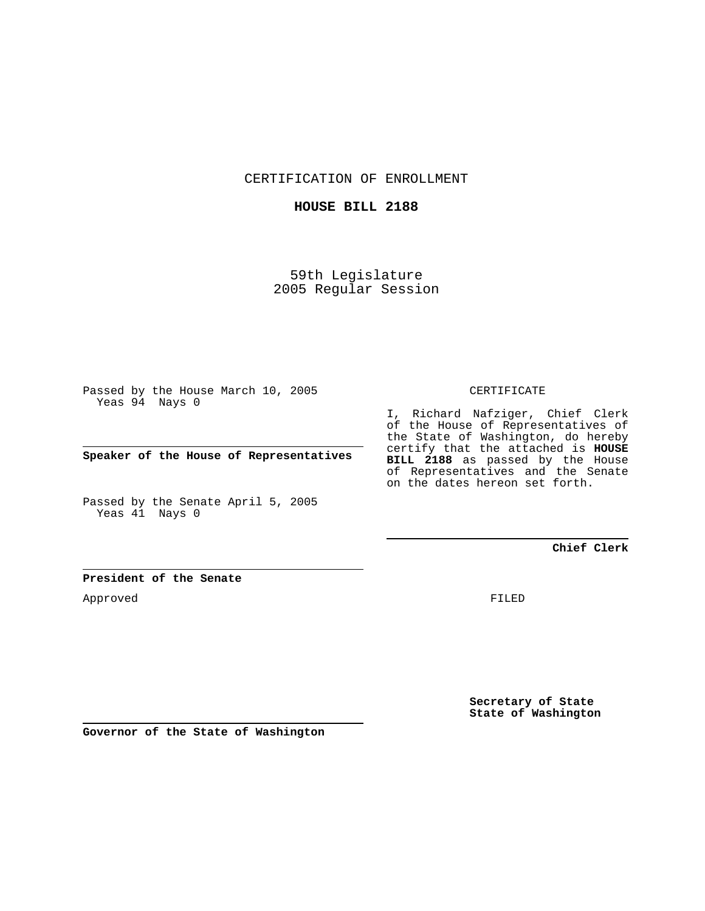CERTIFICATION OF ENROLLMENT

**HOUSE BILL 2188**

59th Legislature
2005 Regular Session

Passed by the House March 10, 2005
Yeas 94 Nays 0

**Speaker of the House of Representatives**

Passed by the Senate April 5, 2005
Yeas 41 Nays 0

**President of the Senate**

Approved

**Governor of the State of Washington**

CERTIFICATE

I, Richard Nafziger, Chief Clerk of the House of Representatives of the State of Washington, do hereby certify that the attached is **HOUSE BILL 2188** as passed by the House of Representatives and the Senate on the dates hereon set forth.

**Chief Clerk**

FILED

**Secretary of State**
**State of Washington**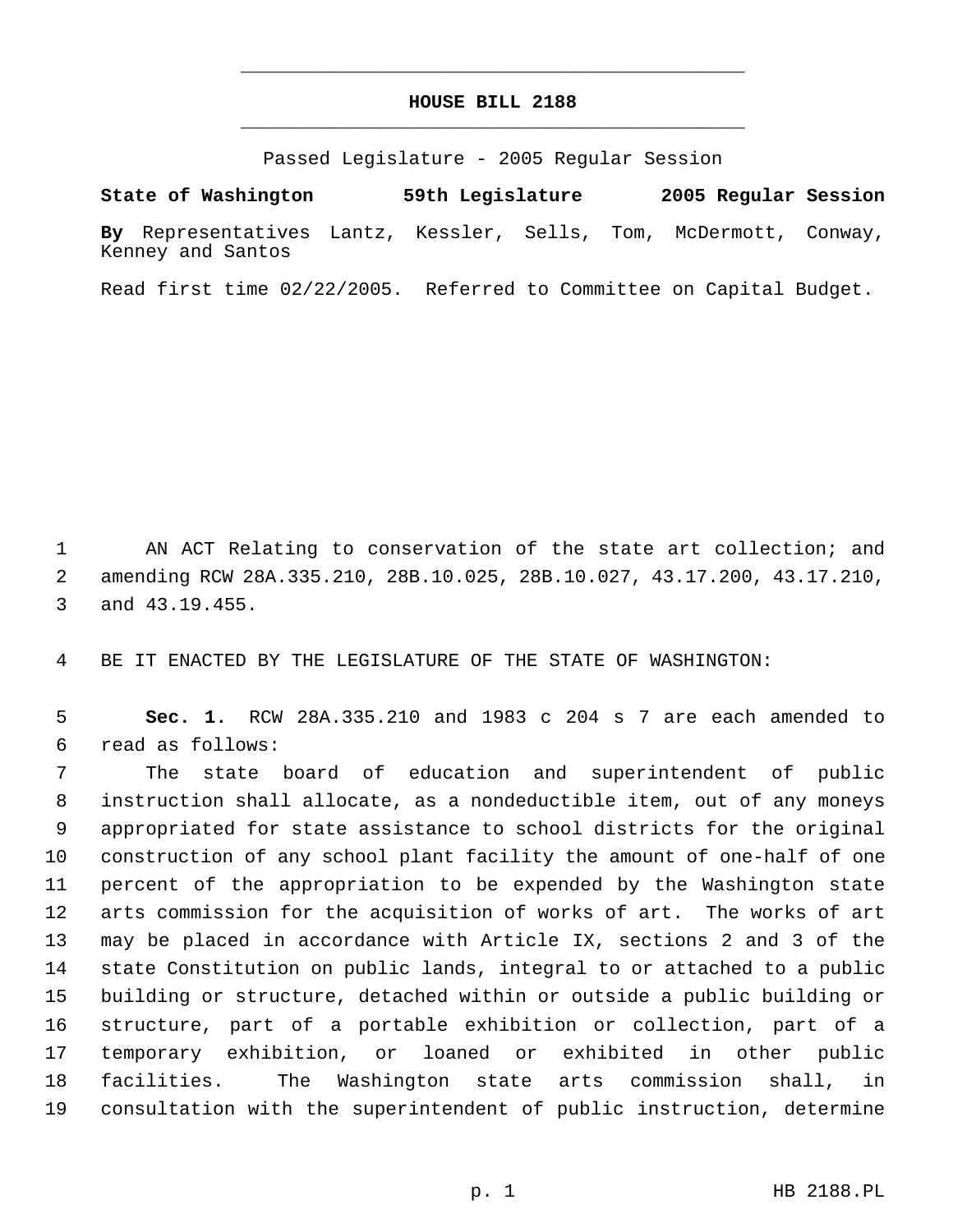# HOUSE BILL 2188

Passed Legislature - 2005 Regular Session

**State of Washington 59th Legislature 2005 Regular Session**

**By** Representatives Lantz, Kessler, Sells, Tom, McDermott, Conway, Kenney and Santos

Read first time 02/22/2005. Referred to Committee on Capital Budget.

AN ACT Relating to conservation of the state art collection; and amending RCW 28A.335.210, 28B.10.025, 28B.10.027, 43.17.200, 43.17.210, and 43.19.455.

BE IT ENACTED BY THE LEGISLATURE OF THE STATE OF WASHINGTON:

**Sec. 1.** RCW 28A.335.210 and 1983 c 204 s 7 are each amended to read as follows:

The state board of education and superintendent of public instruction shall allocate, as a nondeductible item, out of any moneys appropriated for state assistance to school districts for the original construction of any school plant facility the amount of one-half of one percent of the appropriation to be expended by the Washington state arts commission for the acquisition of works of art. The works of art may be placed in accordance with Article IX, sections 2 and 3 of the state Constitution on public lands, integral to or attached to a public building or structure, detached within or outside a public building or structure, part of a portable exhibition or collection, part of a temporary exhibition, or loaned or exhibited in other public facilities. The Washington state arts commission shall, in consultation with the superintendent of public instruction, determine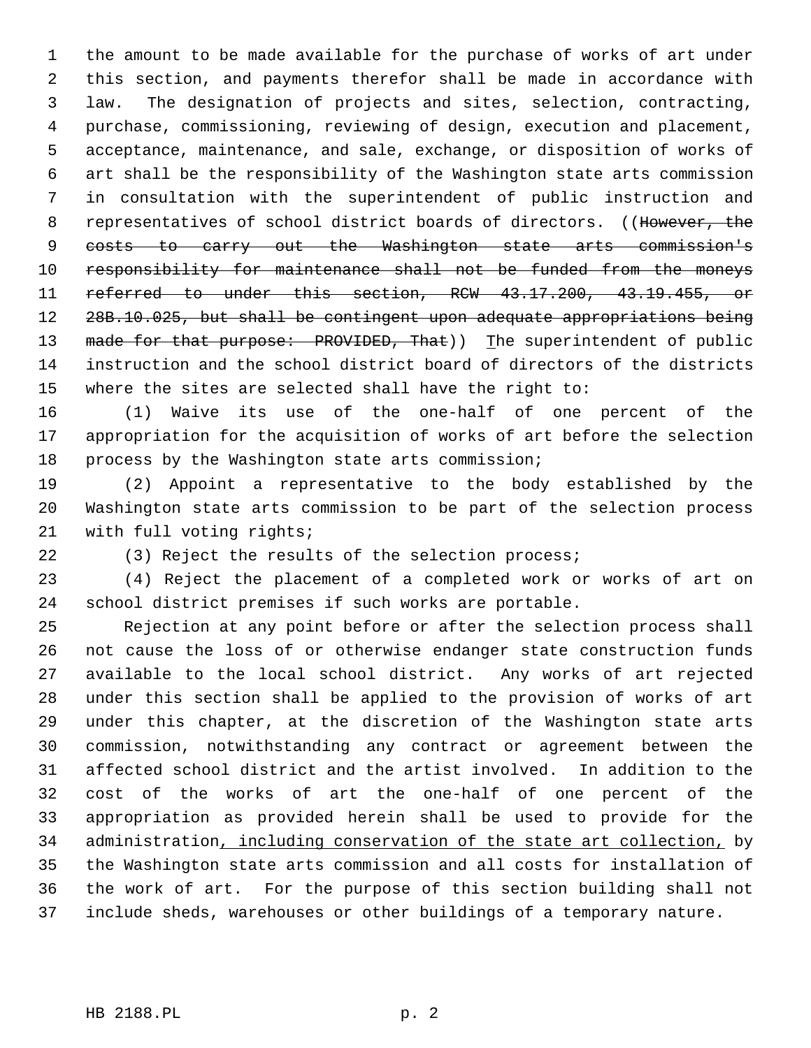the amount to be made available for the purchase of works of art under this section, and payments therefor shall be made in accordance with law. The designation of projects and sites, selection, contracting, purchase, commissioning, reviewing of design, execution and placement, acceptance, maintenance, and sale, exchange, or disposition of works of art shall be the responsibility of the Washington state arts commission in consultation with the superintendent of public instruction and representatives of school district boards of directors. ((~~However, the costs to carry out the Washington state arts commission's responsibility for maintenance shall not be funded from the moneys referred to under this section, RCW 43.17.200, 43.19.455, or 28B.10.025, but shall be contingent upon adequate appropriations being made for that purpose: PROVIDED, That~~)) The superintendent of public instruction and the school district board of directors of the districts where the sites are selected shall have the right to:

(1) Waive its use of the one-half of one percent of the appropriation for the acquisition of works of art before the selection process by the Washington state arts commission;

(2) Appoint a representative to the body established by the Washington state arts commission to be part of the selection process with full voting rights;

(3) Reject the results of the selection process;

(4) Reject the placement of a completed work or works of art on school district premises if such works are portable.

Rejection at any point before or after the selection process shall not cause the loss of or otherwise endanger state construction funds available to the local school district. Any works of art rejected under this section shall be applied to the provision of works of art under this chapter, at the discretion of the Washington state arts commission, notwithstanding any contract or agreement between the affected school district and the artist involved. In addition to the cost of the works of art the one-half of one percent of the appropriation as provided herein shall be used to provide for the administration<u>, including conservation of the state art collection,</u> by the Washington state arts commission and all costs for installation of the work of art. For the purpose of this section building shall not include sheds, warehouses or other buildings of a temporary nature.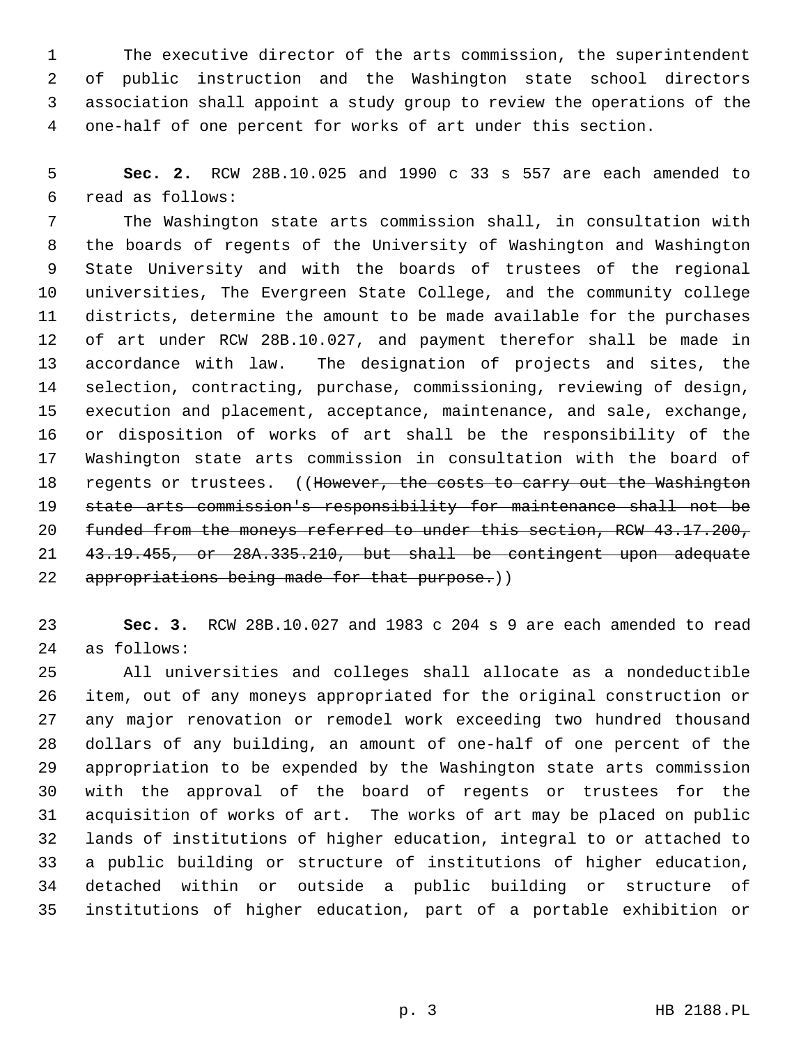The executive director of the arts commission, the superintendent of public instruction and the Washington state school directors association shall appoint a study group to review the operations of the one-half of one percent for works of art under this section.

**Sec. 2.** RCW 28B.10.025 and 1990 c 33 s 557 are each amended to read as follows:

The Washington state arts commission shall, in consultation with the boards of regents of the University of Washington and Washington State University and with the boards of trustees of the regional universities, The Evergreen State College, and the community college districts, determine the amount to be made available for the purchases of art under RCW 28B.10.027, and payment therefor shall be made in accordance with law. The designation of projects and sites, the selection, contracting, purchase, commissioning, reviewing of design, execution and placement, acceptance, maintenance, and sale, exchange, or disposition of works of art shall be the responsibility of the Washington state arts commission in consultation with the board of regents or trustees. ((~~However, the costs to carry out the Washington state arts commission's responsibility for maintenance shall not be funded from the moneys referred to under this section, RCW 43.17.200, 43.19.455, or 28A.335.210, but shall be contingent upon adequate appropriations being made for that purpose.~~))

**Sec. 3.** RCW 28B.10.027 and 1983 c 204 s 9 are each amended to read as follows:

All universities and colleges shall allocate as a nondeductible item, out of any moneys appropriated for the original construction or any major renovation or remodel work exceeding two hundred thousand dollars of any building, an amount of one-half of one percent of the appropriation to be expended by the Washington state arts commission with the approval of the board of regents or trustees for the acquisition of works of art. The works of art may be placed on public lands of institutions of higher education, integral to or attached to a public building or structure of institutions of higher education, detached within or outside a public building or structure of institutions of higher education, part of a portable exhibition or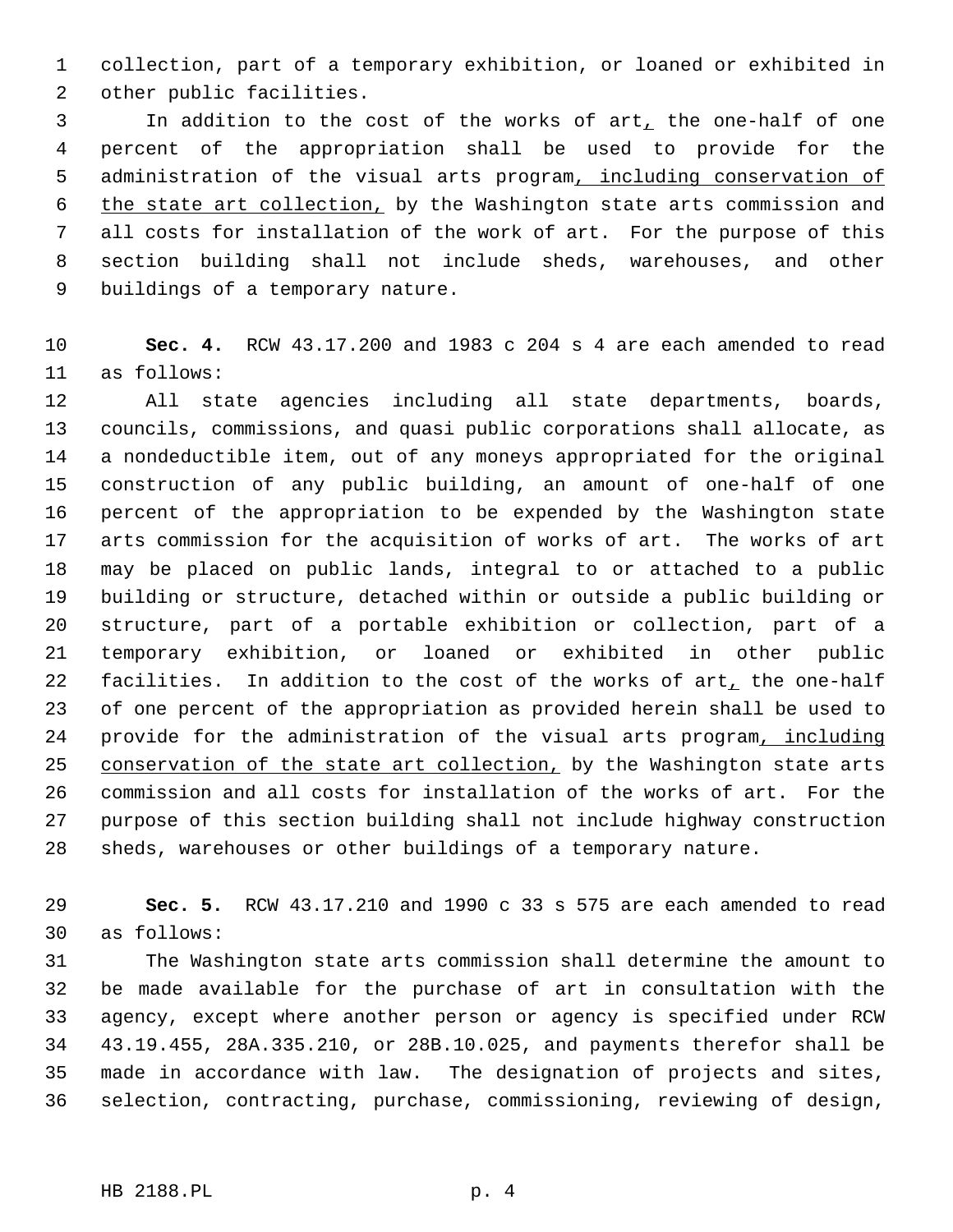collection, part of a temporary exhibition, or loaned or exhibited in other public facilities.

In addition to the cost of the works of art<u>,</u> the one-half of one percent of the appropriation shall be used to provide for the administration of the visual arts program<u>, including conservation of the state art collection,</u> by the Washington state arts commission and all costs for installation of the work of art. For the purpose of this section building shall not include sheds, warehouses, and other buildings of a temporary nature.

**Sec. 4.** RCW 43.17.200 and 1983 c 204 s 4 are each amended to read as follows:

All state agencies including all state departments, boards, councils, commissions, and quasi public corporations shall allocate, as a nondeductible item, out of any moneys appropriated for the original construction of any public building, an amount of one-half of one percent of the appropriation to be expended by the Washington state arts commission for the acquisition of works of art. The works of art may be placed on public lands, integral to or attached to a public building or structure, detached within or outside a public building or structure, part of a portable exhibition or collection, part of a temporary exhibition, or loaned or exhibited in other public facilities. In addition to the cost of the works of art<u>,</u> the one-half of one percent of the appropriation as provided herein shall be used to provide for the administration of the visual arts program<u>, including conservation of the state art collection,</u> by the Washington state arts commission and all costs for installation of the works of art. For the purpose of this section building shall not include highway construction sheds, warehouses or other buildings of a temporary nature.

**Sec. 5.** RCW 43.17.210 and 1990 c 33 s 575 are each amended to read as follows:

The Washington state arts commission shall determine the amount to be made available for the purchase of art in consultation with the agency, except where another person or agency is specified under RCW 43.19.455, 28A.335.210, or 28B.10.025, and payments therefor shall be made in accordance with law. The designation of projects and sites, selection, contracting, purchase, commissioning, reviewing of design,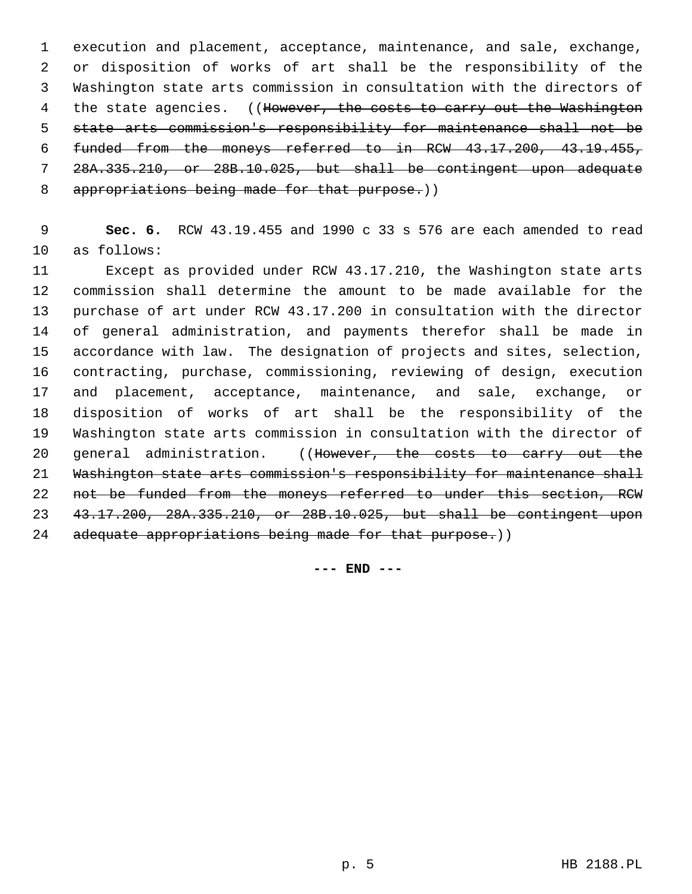execution and placement, acceptance, maintenance, and sale, exchange, or disposition of works of art shall be the responsibility of the Washington state arts commission in consultation with the directors of the state agencies. ((~~However, the costs to carry out the Washington state arts commission's responsibility for maintenance shall not be funded from the moneys referred to in RCW 43.17.200, 43.19.455, 28A.335.210, or 28B.10.025, but shall be contingent upon adequate appropriations being made for that purpose.~~))

**Sec. 6.** RCW 43.19.455 and 1990 c 33 s 576 are each amended to read as follows:

Except as provided under RCW 43.17.210, the Washington state arts commission shall determine the amount to be made available for the purchase of art under RCW 43.17.200 in consultation with the director of general administration, and payments therefor shall be made in accordance with law. The designation of projects and sites, selection, contracting, purchase, commissioning, reviewing of design, execution and placement, acceptance, maintenance, and sale, exchange, or disposition of works of art shall be the responsibility of the Washington state arts commission in consultation with the director of general administration. ((~~However, the costs to carry out the Washington state arts commission's responsibility for maintenance shall not be funded from the moneys referred to under this section, RCW 43.17.200, 28A.335.210, or 28B.10.025, but shall be contingent upon adequate appropriations being made for that purpose.~~))

**--- END ---**